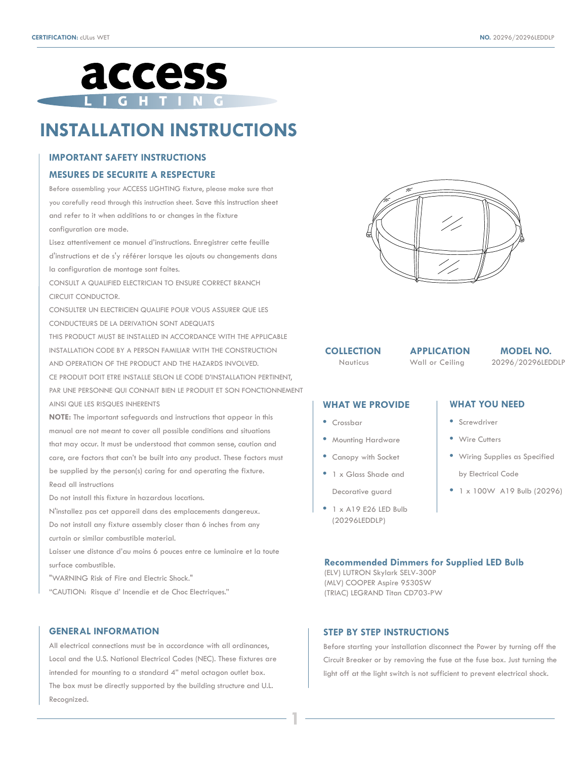CERTIFICATION: cULus WET

NO. 20296/20296LEDDLP

access LIGHTING

# INSTALLATION INSTRUCTIONS

## IMPORTANT SAFETY INSTRUCTIONS

## MESURES DE SECURITE A RESPECTURE

Before assembling your ACCESS LIGHTING fixture, please make sure that you carefully read through this instruction sheet. Save this instruction sheet and refer to it when additions to or changes in the fixture configuration are made.

Lisez attentivement ce manuel d'instructions. Enregistrer cette feuille d'instructions et de s'y référer lorsque les ajouts ou changements dans la configuration de montage sont faites.

CONSULT A QUALIFIED ELECTRICIAN TO ENSURE CORRECT BRANCH CIRCUIT CONDUCTOR.

CONSULTER UN ELECTRICIEN QUALIFIE POUR VOUS ASSURER QUE LES CONDUCTEURS DE LA DERIVATION SONT ADEQUATS

THIS PRODUCT MUST BE INSTALLED IN ACCORDANCE WITH THE APPLICABLE INSTALLATION CODE BY A PERSON FAMILIAR WITH THE CONSTRUCTION AND OPERATION OF THE PRODUCT AND THE HAZARDS INVOLVED.

CE PRODUIT DOIT ETRE INSTALLE SELON LE CODE D'INSTALLATION PERTINENT, PAR UNE PERSONNE QUI CONNAIT BIEN LE PRODUIT ET SON FONCTIONNEMENT AINSI QUE LES RISQUES INHERENTS

**NOTE:** The important safeguards and instructions that appear in this manual are not meant to cover all possible conditions and situations that may occur. It must be understood that common sense, caution and care, are factors that can't be built into any product. These factors must be supplied by the person(s) caring for and operating the fixture.

Read all instructions

Do not install this fixture in hazardous locations.

N'installez pas cet appareil dans des emplacements dangereux.

Do not install any fixture assembly closer than 6 inches from any curtain or similar combustible material.

Laisser une distance d'au moins 6 pouces entre ce luminaire et la toute surface combustible.

"WARNING Risk of Fire and Electric Shock."

"CAUTION: Risque d' Incendie et de Choc Electriques."

| COLLECTION | APPLICATION | MODEL NO. |
|---|---|---|
| Nauticus | Wall or Ceiling | 20296/20296LEDDLP |

## WHAT WE PROVIDE

- Crossbar
- Mounting Hardware
- Canopy with Socket
- 1 x Glass Shade and Decorative guard
- 1 x A19 E26 LED Bulb (20296LEDDLP)

## WHAT YOU NEED

- Screwdriver
- Wire Cutters
- Wiring Supplies as Specified by Electrical Code
- 1 x 100W A19 Bulb (20296)

### Recommended Dimmers for Supplied LED Bulb

(ELV) LUTRON Skylark SELV-300P
(MLV) COOPER Aspire 9530SW
(TRIAC) LEGRAND Titan CD703-PW

## GENERAL INFORMATION

All electrical connections must be in accordance with all ordinances, Local and the U.S. National Electrical Codes (NEC). These fixtures are intended for mounting to a standard 4" metal octagon outlet box. The box must be directly supported by the building structure and U.L. Recognized.

## STEP BY STEP INSTRUCTIONS

Before starting your installation disconnect the Power by turning off the Circuit Breaker or by removing the fuse at the fuse box. Just turning the light off at the light switch is not sufficient to prevent electrical shock.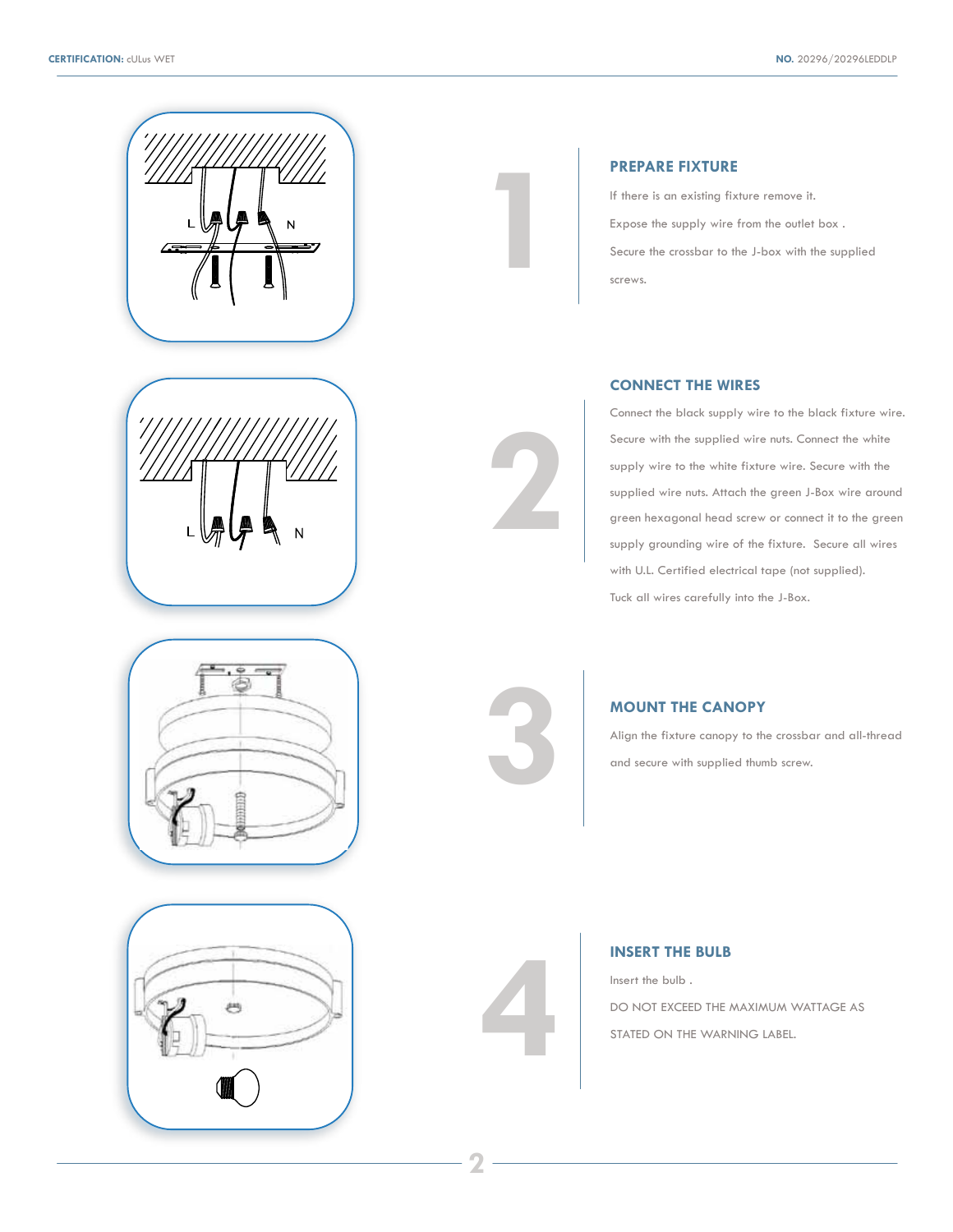## 1

### PREPARE FIXTURE

If there is an existing fixture remove it.

Expose the supply wire from the outlet box .

Secure the crossbar to the J-box with the supplied screws.

## 2

### CONNECT THE WIRES

Connect the black supply wire to the black fixture wire. Secure with the supplied wire nuts. Connect the white supply wire to the white fixture wire. Secure with the supplied wire nuts. Attach the green J-Box wire around green hexagonal head screw or connect it to the green supply grounding wire of the fixture. Secure all wires with U.L. Certified electrical tape (not supplied).

Tuck all wires carefully into the J-Box.

## 3

### MOUNT THE CANOPY

Align the fixture canopy to the crossbar and all-thread and secure with supplied thumb screw.

## 4

### INSERT THE BULB

Insert the bulb .

DO NOT EXCEED THE MAXIMUM WATTAGE AS STATED ON THE WARNING LABEL.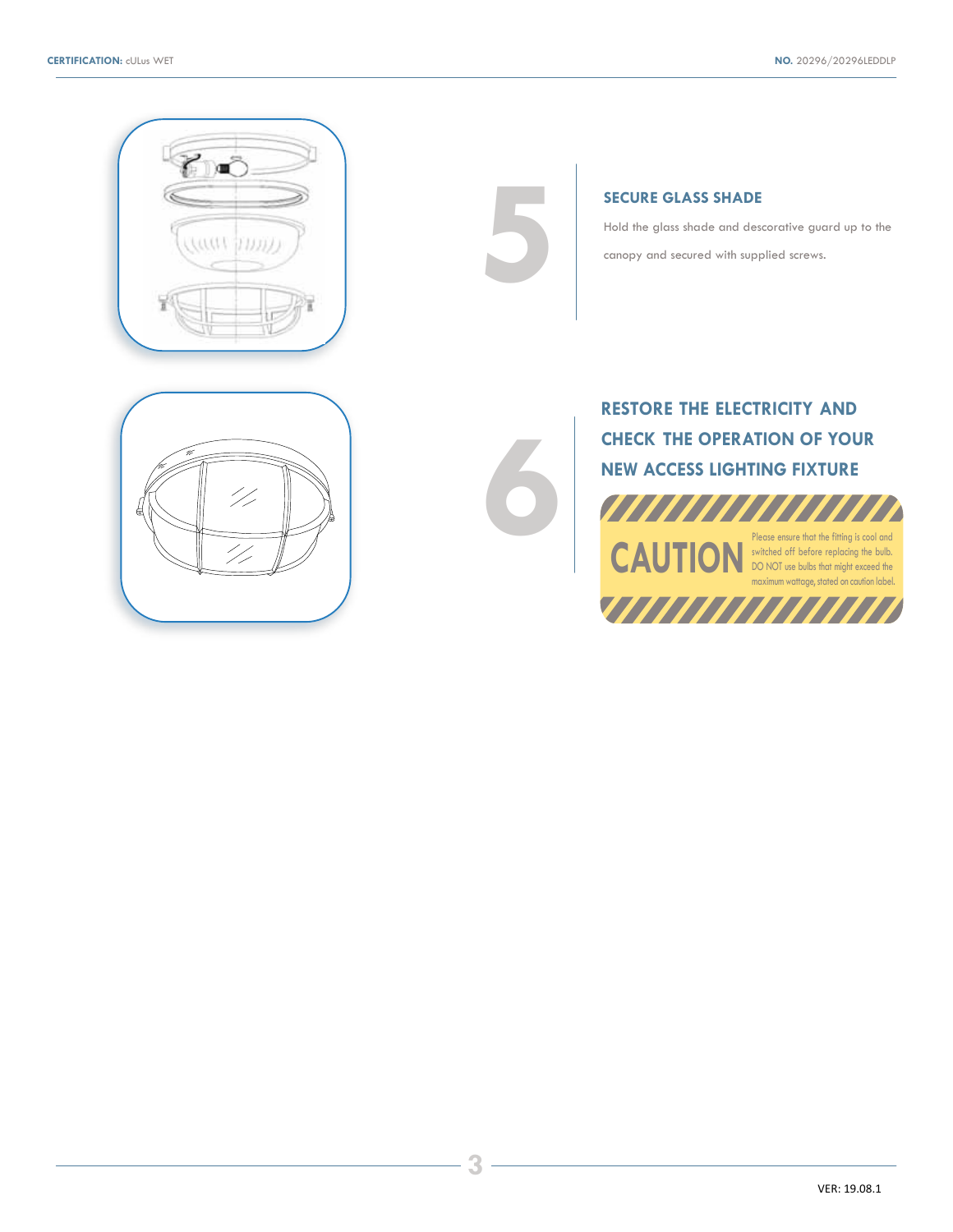5

## SECURE GLASS SHADE

Hold the glass shade and descorative guard up to the canopy and secured with supplied screws.

6

## RESTORE THE ELECTRICITY AND CHECK THE OPERATION OF YOUR NEW ACCESS LIGHTING FIXTURE

**CAUTION**

Please ensure that the fitting is cool and switched off before replacing the bulb. DO NOT use bulbs that might exceed the maximum wattage, stated on caution label.